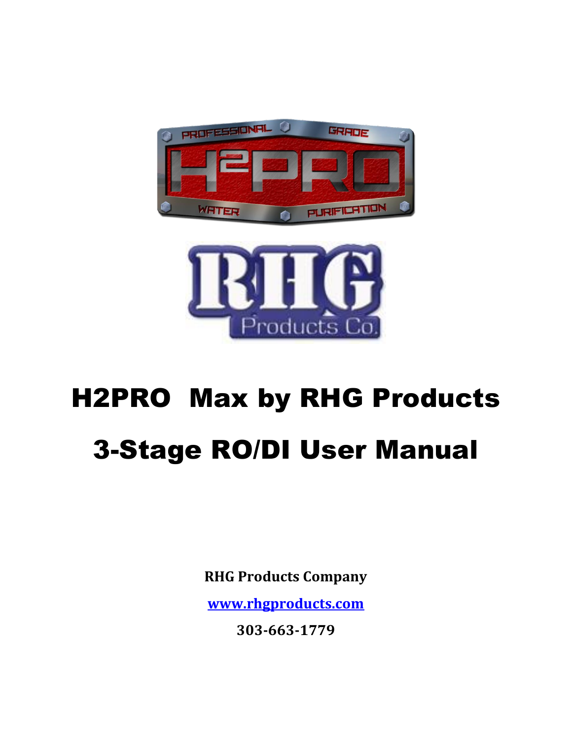# H2PRO  Max by RHG Products

# 3-Stage RO/DI User Manual

**RHG Products Company**

**[www.rhgproducts.com](http://www.rhgproducts.com)**

**303-663-1779**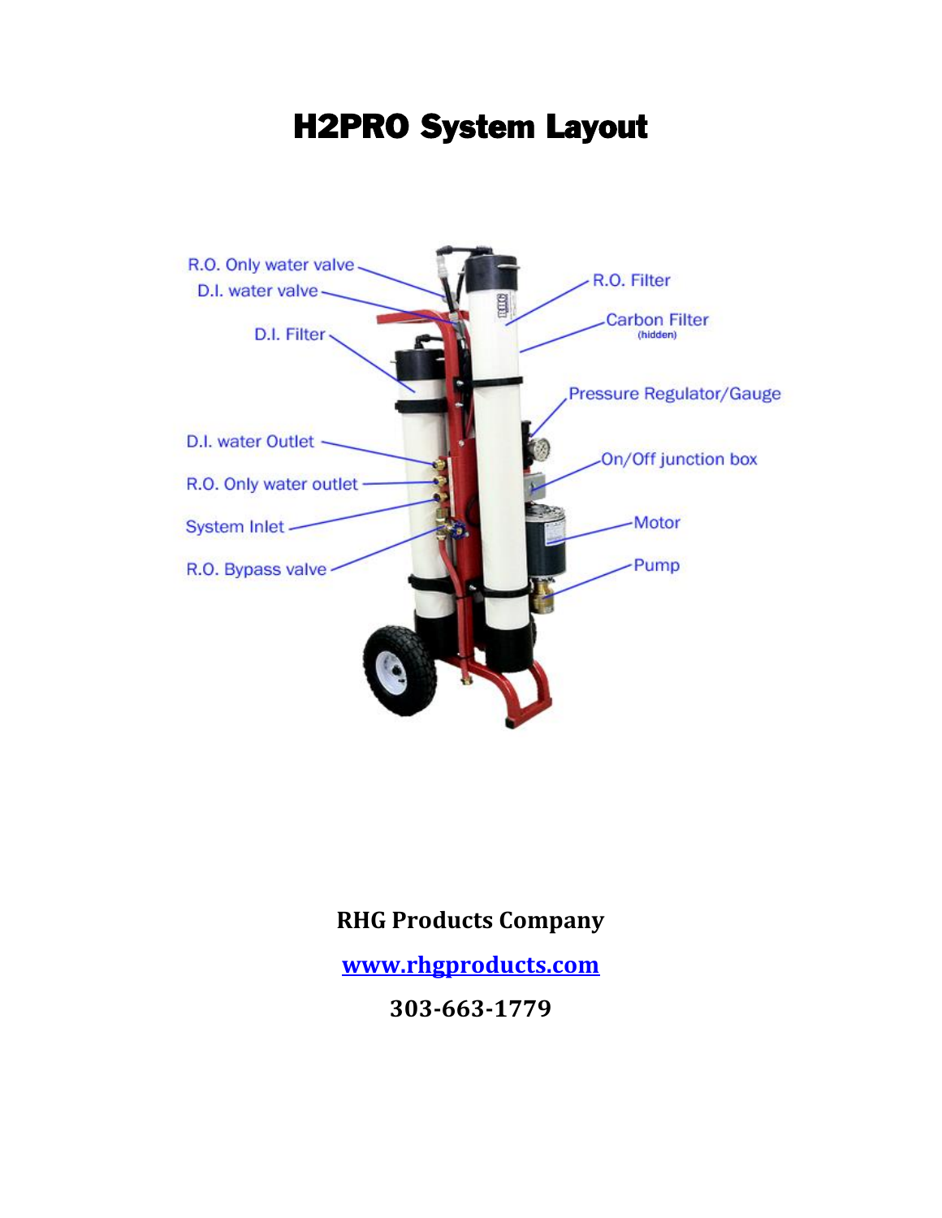# H2PRO System Layout

R.O. Only water valve

D.I. water valve

D.I. Filter

D.I. water Outlet

R.O. Only water outlet

System Inlet

R.O. Bypass valve

R.O. Filter

Carbon Filter (hidden)

Pressure Regulator/Gauge

On/Off junction box

Motor

Pump

**RHG Products Company**

**[www.rhgproducts.com](http://www.rhgproducts.com)**

**303-663-1779**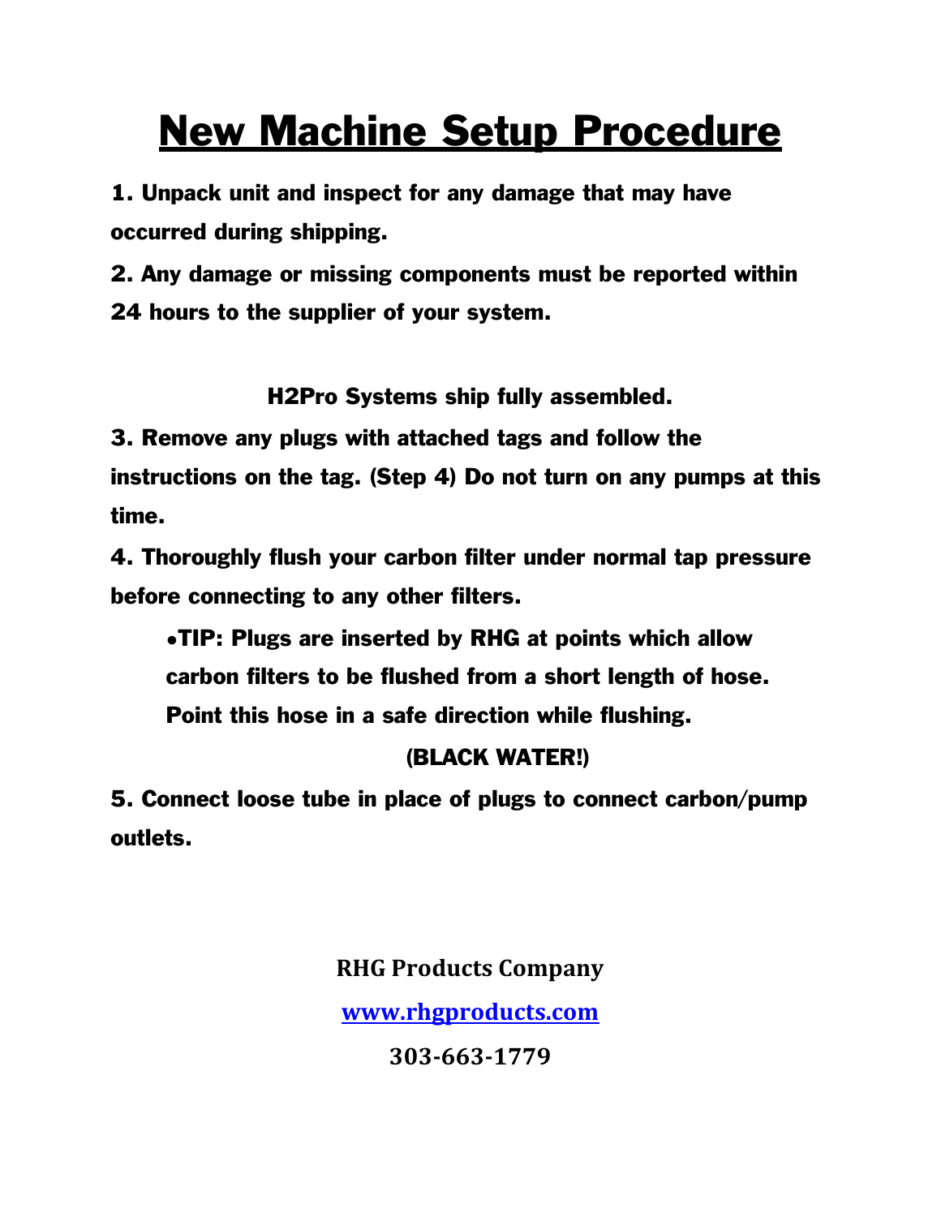# New Machine Setup Procedure

**1. Unpack unit and inspect for any damage that may have occurred during shipping.**

**2. Any damage or missing components must be reported within 24 hours to the supplier of your system.**

**H2Pro Systems ship fully assembled.**

**3. Remove any plugs with attached tags and follow the instructions on the tag. (Step 4) Do not turn on any pumps at this time.**

**4. Thoroughly flush your carbon filter under normal tap pressure before connecting to any other filters.**

- **TIP: Plugs are inserted by RHG at points which allow carbon filters to be flushed from a short length of hose. Point this hose in a safe direction while flushing.**

  **(BLACK WATER!)**

**5. Connect loose tube in place of plugs to connect carbon/pump outlets.**

**RHG Products Company**

**www.rhgproducts.com**

**303-663-1779**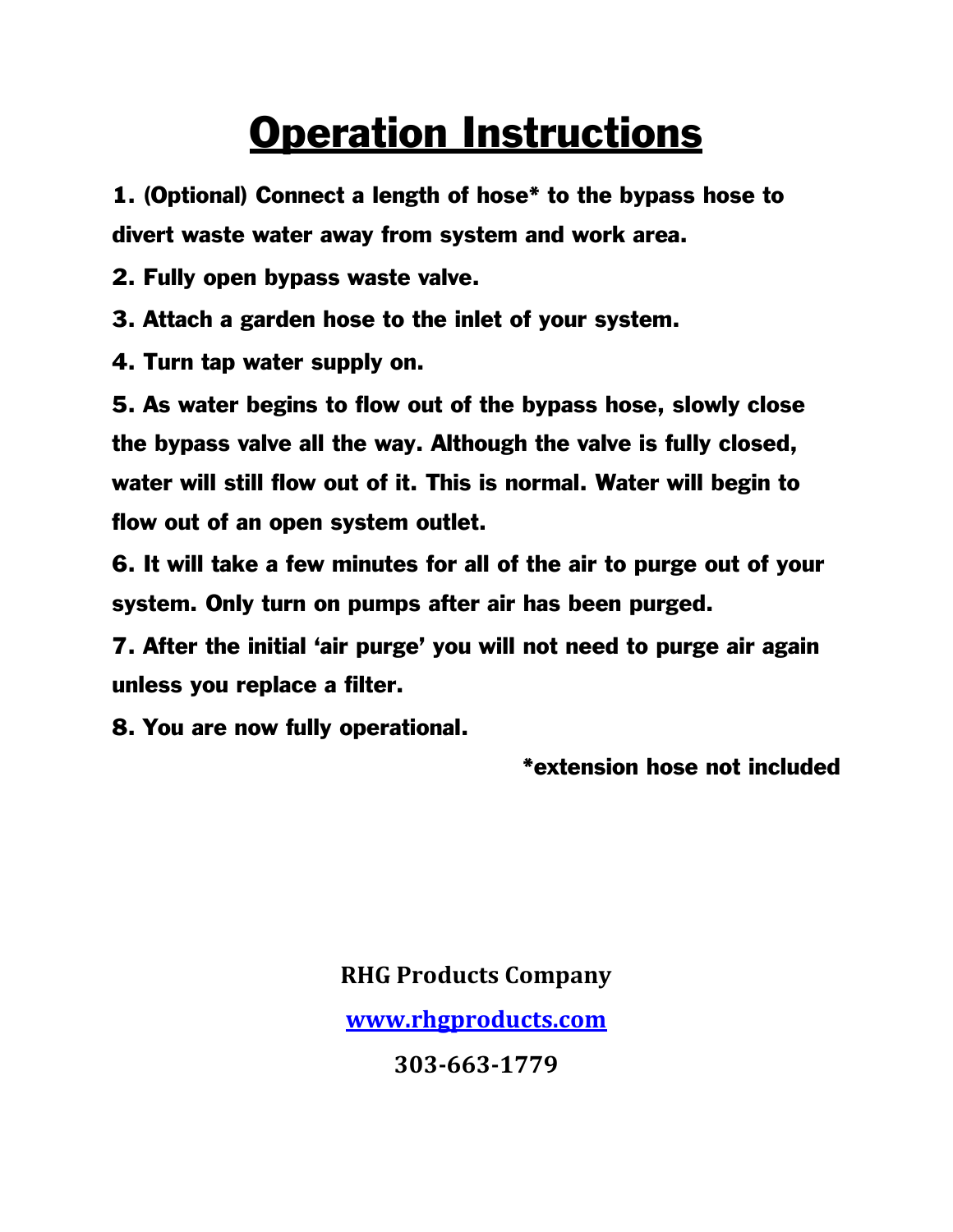# Operation Instructions

**1. (Optional) Connect a length of hose* to the bypass hose to divert waste water away from system and work area.**

**2. Fully open bypass waste valve.**

**3. Attach a garden hose to the inlet of your system.**

**4. Turn tap water supply on.**

**5. As water begins to flow out of the bypass hose, slowly close the bypass valve all the way. Although the valve is fully closed, water will still flow out of it. This is normal. Water will begin to flow out of an open system outlet.**

**6. It will take a few minutes for all of the air to purge out of your system. Only turn on pumps after air has been purged.**

**7. After the initial 'air purge' you will not need to purge air again unless you replace a filter.**

**8. You are now fully operational.**

**\*extension hose not included**

**RHG Products Company**

**www.rhgproducts.com**

**303-663-1779**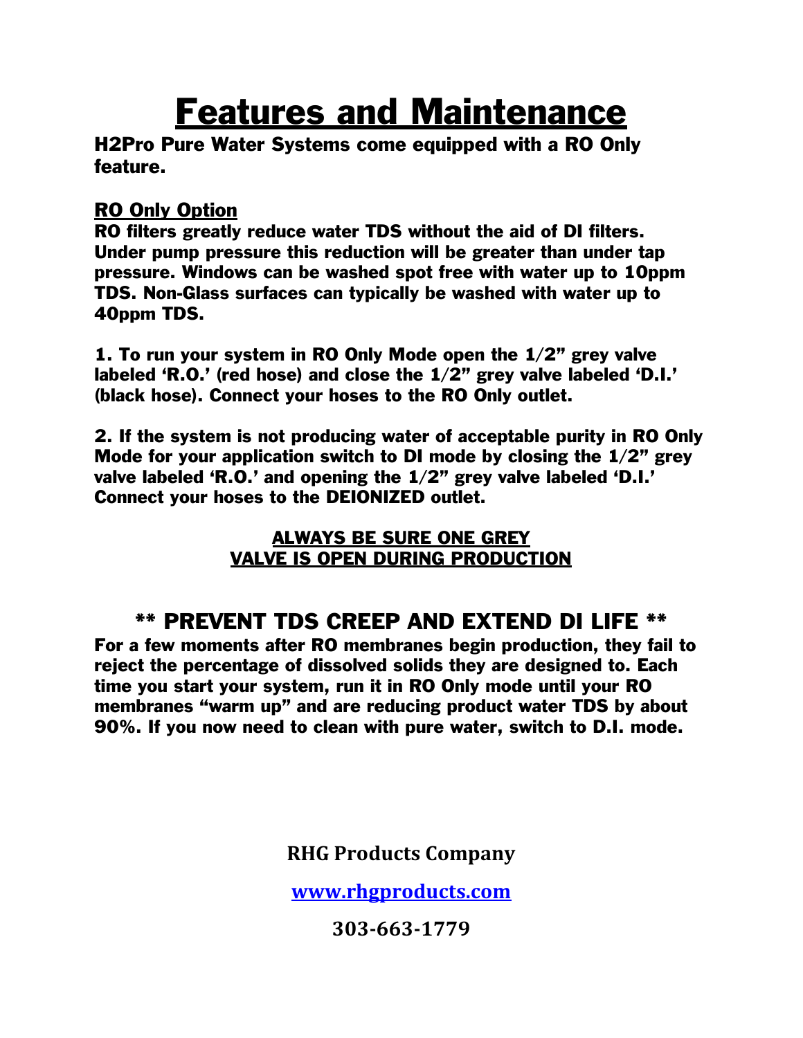# Features and Maintenance

**H2Pro Pure Water Systems come equipped with a RO Only feature.**

**RO Only Option**

**RO filters greatly reduce water TDS without the aid of DI filters. Under pump pressure this reduction will be greater than under tap pressure. Windows can be washed spot free with water up to 10ppm TDS. Non-Glass surfaces can typically be washed with water up to 40ppm TDS.**

**1. To run your system in RO Only Mode open the 1/2" grey valve labeled 'R.O.' (red hose) and close the 1/2" grey valve labeled 'D.I.' (black hose). Connect your hoses to the RO Only outlet.**

**2. If the system is not producing water of acceptable purity in RO Only Mode for your application switch to DI mode by closing the 1/2" grey valve labeled 'R.O.' and opening the 1/2" grey valve labeled 'D.I.' Connect your hoses to the DEIONIZED outlet.**

**ALWAYS BE SURE ONE GREY VALVE IS OPEN DURING PRODUCTION**

## ** PREVENT TDS CREEP AND EXTEND DI LIFE **

**For a few moments after RO membranes begin production, they fail to reject the percentage of dissolved solids they are designed to. Each time you start your system, run it in RO Only mode until your RO membranes "warm up" and are reducing product water TDS by about 90%. If you now need to clean with pure water, switch to D.I. mode.**

**RHG Products Company**

**www.rhgproducts.com**

**303-663-1779**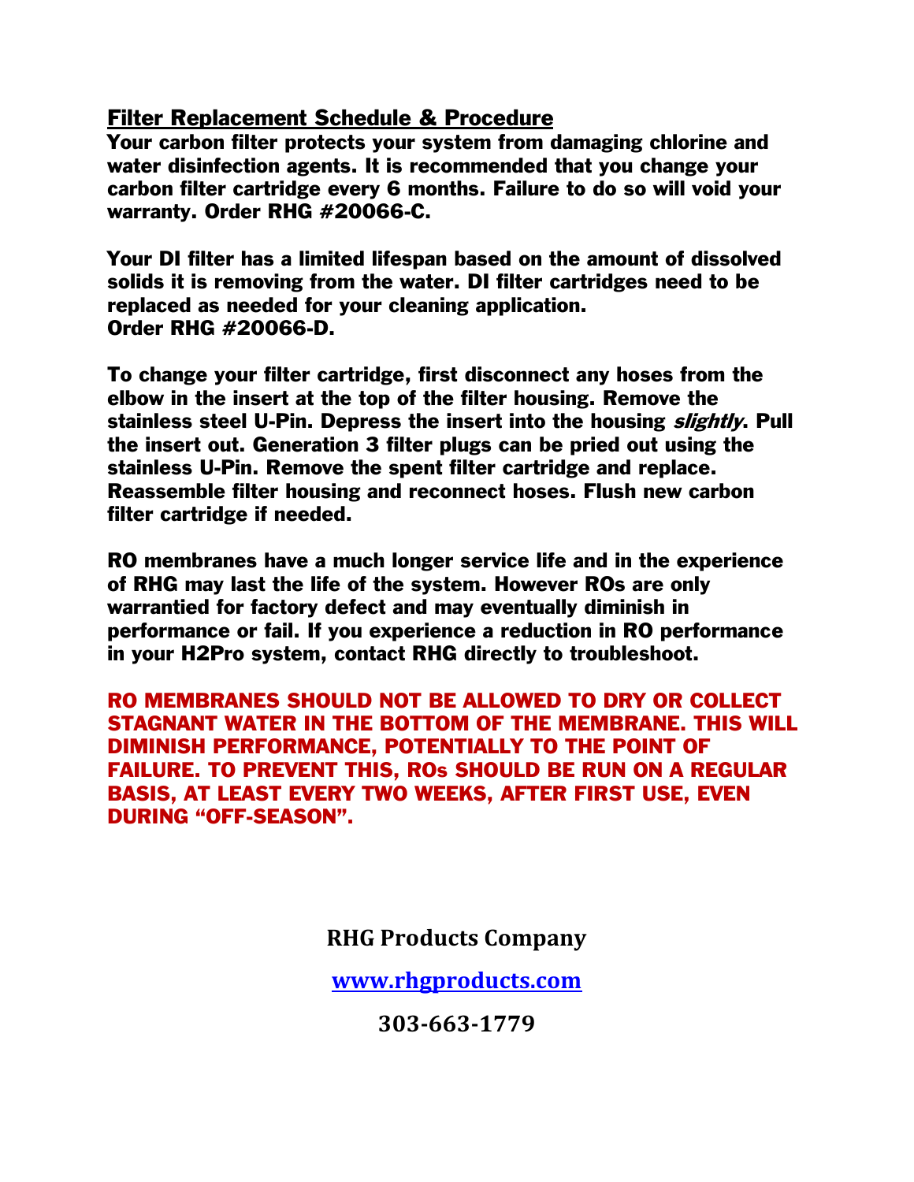## Filter Replacement Schedule & Procedure

**Your carbon filter protects your system from damaging chlorine and water disinfection agents. It is recommended that you change your carbon filter cartridge every 6 months. Failure to do so will void your warranty. Order RHG #20066-C.**

**Your DI filter has a limited lifespan based on the amount of dissolved solids it is removing from the water. DI filter cartridges need to be replaced as needed for your cleaning application. Order RHG #20066-D.**

**To change your filter cartridge, first disconnect any hoses from the elbow in the insert at the top of the filter housing. Remove the stainless steel U-Pin. Depress the insert into the housing *slightly*. Pull the insert out. Generation 3 filter plugs can be pried out using the stainless U-Pin. Remove the spent filter cartridge and replace. Reassemble filter housing and reconnect hoses. Flush new carbon filter cartridge if needed.**

**RO membranes have a much longer service life and in the experience of RHG may last the life of the system. However ROs are only warrantied for factory defect and may eventually diminish in performance or fail. If you experience a reduction in RO performance in your H2Pro system, contact RHG directly to troubleshoot.**

**RO MEMBRANES SHOULD NOT BE ALLOWED TO DRY OR COLLECT STAGNANT WATER IN THE BOTTOM OF THE MEMBRANE. THIS WILL DIMINISH PERFORMANCE, POTENTIALLY TO THE POINT OF FAILURE. TO PREVENT THIS, ROs SHOULD BE RUN ON A REGULAR BASIS, AT LEAST EVERY TWO WEEKS, AFTER FIRST USE, EVEN DURING "OFF-SEASON".**

**RHG Products Company**

**www.rhgproducts.com**

**303-663-1779**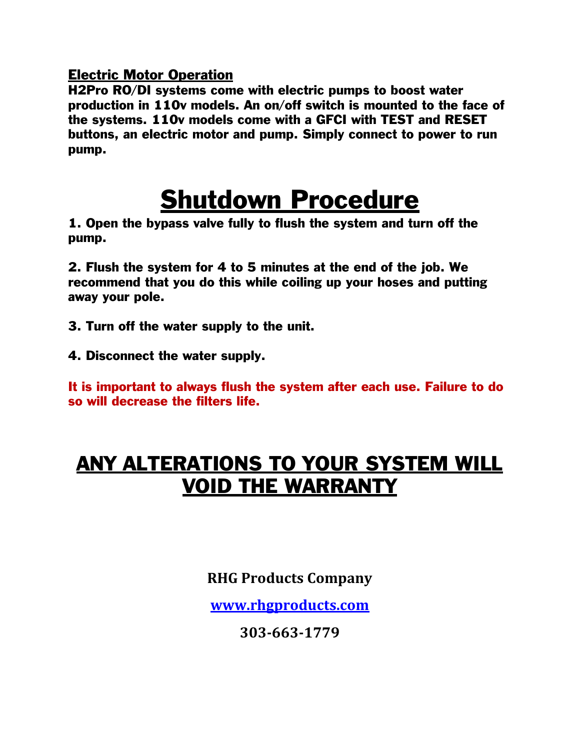**Electric Motor Operation**

**H2Pro RO/DI systems come with electric pumps to boost water production in 110v models. An on/off switch is mounted to the face of the systems. 110v models come with a GFCI with TEST and RESET buttons, an electric motor and pump. Simply connect to power to run pump.**

# Shutdown Procedure

**1. Open the bypass valve fully to flush the system and turn off the pump.**

**2. Flush the system for 4 to 5 minutes at the end of the job. We recommend that you do this while coiling up your hoses and putting away your pole.**

**3. Turn off the water supply to the unit.**

**4. Disconnect the water supply.**

**It is important to always flush the system after each use. Failure to do so will decrease the filters life.**

## ANY ALTERATIONS TO YOUR SYSTEM WILL VOID THE WARRANTY

**RHG Products Company**

**[www.rhgproducts.com](http://www.rhgproducts.com)**

**303-663-1779**